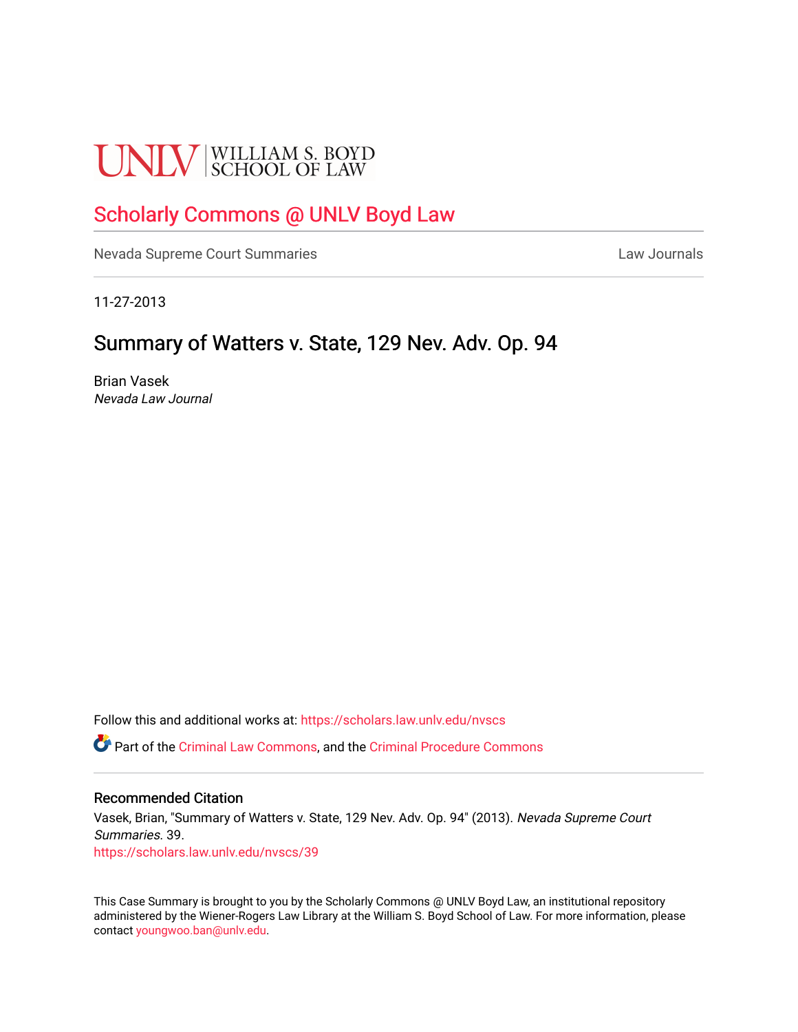UNLV | WILLIAM S. BOYD SCHOOL OF LAW

# Scholarly Commons @ UNLV Boyd Law

Nevada Supreme Court Summaries | Law Journals

11-27-2013

## Summary of Watters v. State, 129 Nev. Adv. Op. 94

Brian Vasek
*Nevada Law Journal*

Follow this and additional works at: https://scholars.law.unlv.edu/nvscs

Part of the Criminal Law Commons, and the Criminal Procedure Commons

### Recommended Citation

Vasek, Brian, "Summary of Watters v. State, 129 Nev. Adv. Op. 94" (2013). *Nevada Supreme Court Summaries*. 39.
https://scholars.law.unlv.edu/nvscs/39

This Case Summary is brought to you by the Scholarly Commons @ UNLV Boyd Law, an institutional repository administered by the Wiener-Rogers Law Library at the William S. Boyd School of Law. For more information, please contact youngwoo.ban@unlv.edu.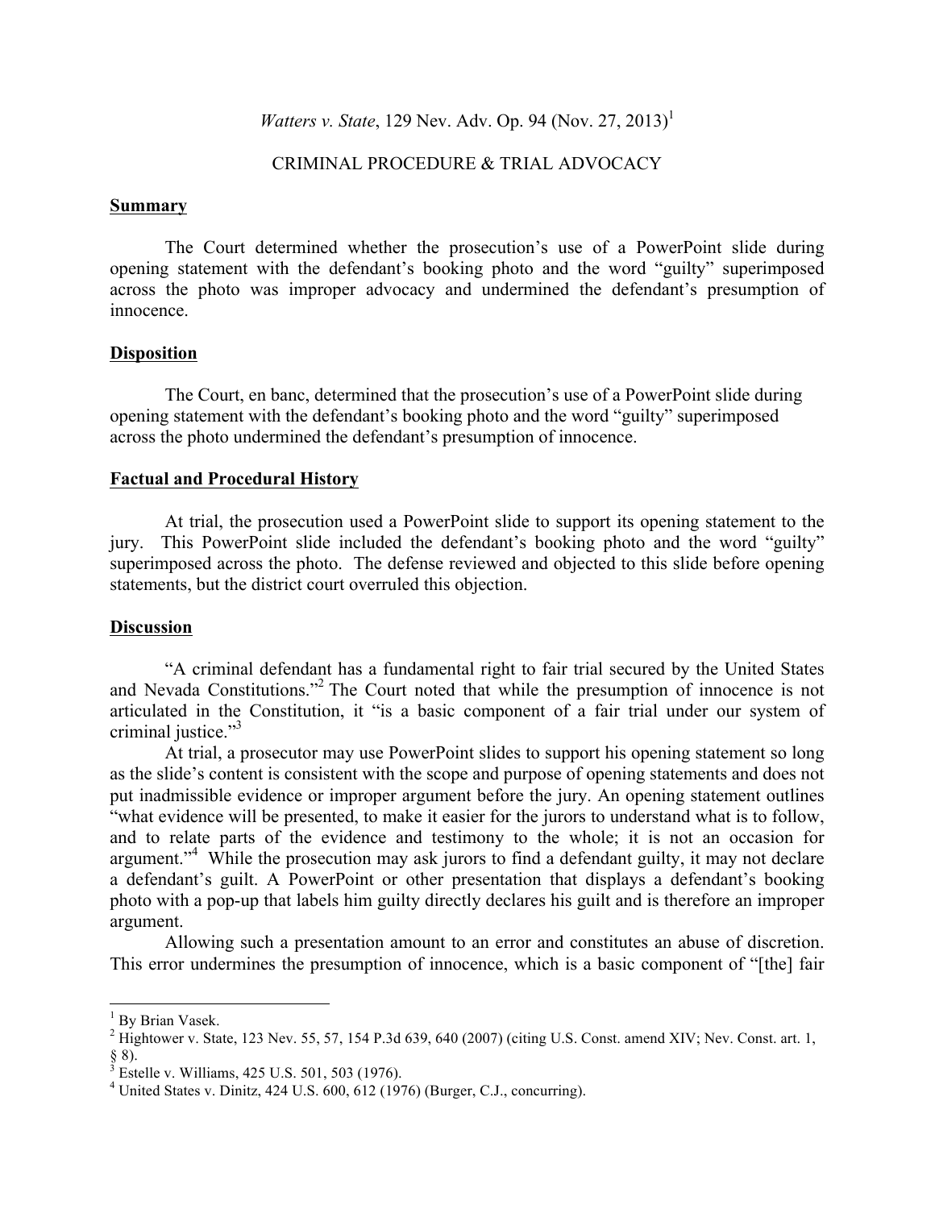*Watters v. State*, 129 Nev. Adv. Op. 94 (Nov. 27, 2013)[1]

CRIMINAL PROCEDURE & TRIAL ADVOCACY

## Summary

The Court determined whether the prosecution's use of a PowerPoint slide during opening statement with the defendant's booking photo and the word "guilty" superimposed across the photo was improper advocacy and undermined the defendant's presumption of innocence.

## Disposition

The Court, en banc, determined that the prosecution's use of a PowerPoint slide during opening statement with the defendant's booking photo and the word "guilty" superimposed across the photo undermined the defendant's presumption of innocence.

## Factual and Procedural History

At trial, the prosecution used a PowerPoint slide to support its opening statement to the jury. This PowerPoint slide included the defendant's booking photo and the word "guilty" superimposed across the photo. The defense reviewed and objected to this slide before opening statements, but the district court overruled this objection.

## Discussion

"A criminal defendant has a fundamental right to fair trial secured by the United States and Nevada Constitutions."[2] The Court noted that while the presumption of innocence is not articulated in the Constitution, it "is a basic component of a fair trial under our system of criminal justice."[3]

At trial, a prosecutor may use PowerPoint slides to support his opening statement so long as the slide's content is consistent with the scope and purpose of opening statements and does not put inadmissible evidence or improper argument before the jury. An opening statement outlines "what evidence will be presented, to make it easier for the jurors to understand what is to follow, and to relate parts of the evidence and testimony to the whole; it is not an occasion for argument."[4] While the prosecution may ask jurors to find a defendant guilty, it may not declare a defendant's guilt. A PowerPoint or other presentation that displays a defendant's booking photo with a pop-up that labels him guilty directly declares his guilt and is therefore an improper argument.

Allowing such a presentation amount to an error and constitutes an abuse of discretion. This error undermines the presumption of innocence, which is a basic component of "[the] fair

---

[1] By Brian Vasek.

[2] Hightower v. State, 123 Nev. 55, 57, 154 P.3d 639, 640 (2007) (citing U.S. Const. amend XIV; Nev. Const. art. 1, § 8).

[3] Estelle v. Williams, 425 U.S. 501, 503 (1976).

[4] United States v. Dinitz, 424 U.S. 600, 612 (1976) (Burger, C.J., concurring).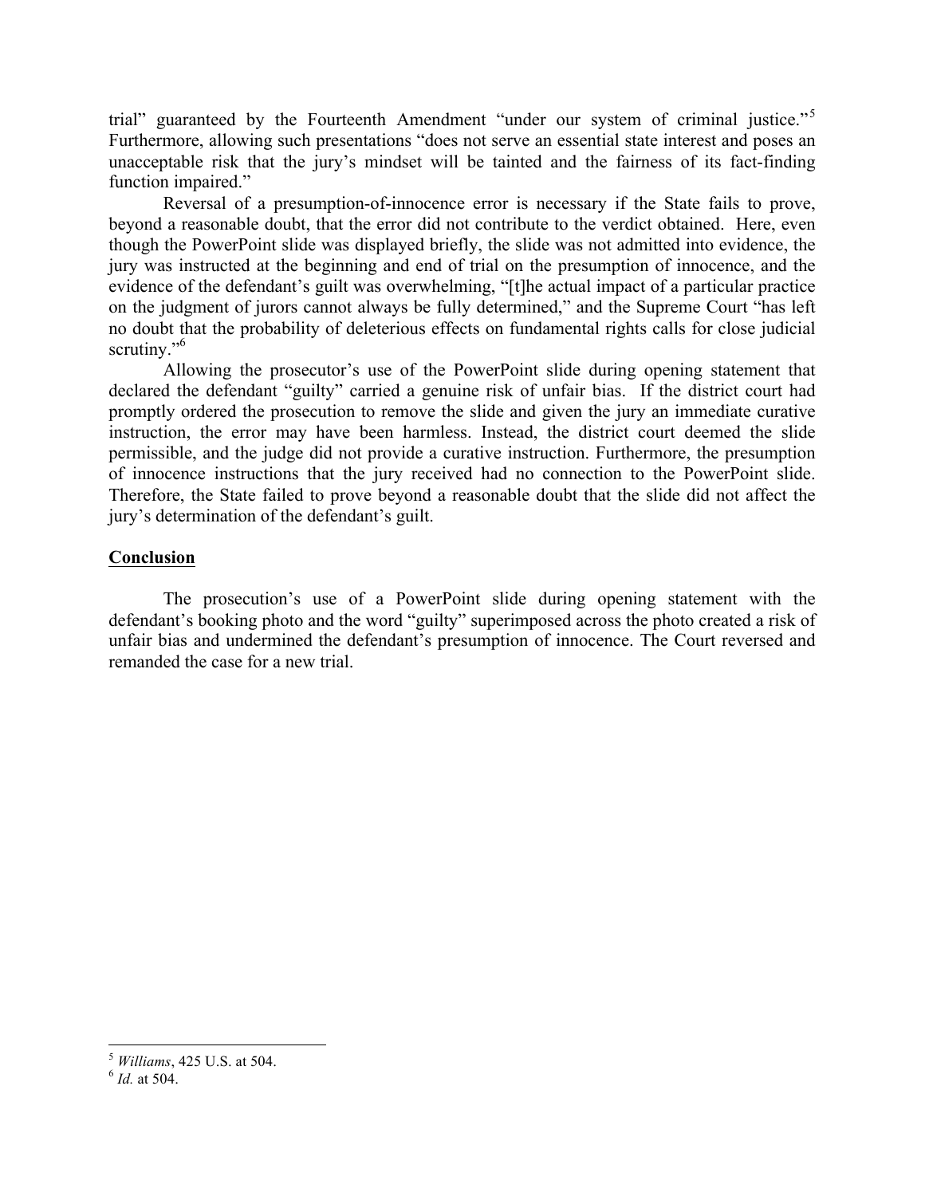trial" guaranteed by the Fourteenth Amendment "under our system of criminal justice."[5] Furthermore, allowing such presentations "does not serve an essential state interest and poses an unacceptable risk that the jury's mindset will be tainted and the fairness of its fact-finding function impaired."

Reversal of a presumption-of-innocence error is necessary if the State fails to prove, beyond a reasonable doubt, that the error did not contribute to the verdict obtained. Here, even though the PowerPoint slide was displayed briefly, the slide was not admitted into evidence, the jury was instructed at the beginning and end of trial on the presumption of innocence, and the evidence of the defendant's guilt was overwhelming, "[t]he actual impact of a particular practice on the judgment of jurors cannot always be fully determined," and the Supreme Court "has left no doubt that the probability of deleterious effects on fundamental rights calls for close judicial scrutiny."[6]

Allowing the prosecutor's use of the PowerPoint slide during opening statement that declared the defendant "guilty" carried a genuine risk of unfair bias. If the district court had promptly ordered the prosecution to remove the slide and given the jury an immediate curative instruction, the error may have been harmless. Instead, the district court deemed the slide permissible, and the judge did not provide a curative instruction. Furthermore, the presumption of innocence instructions that the jury received had no connection to the PowerPoint slide. Therefore, the State failed to prove beyond a reasonable doubt that the slide did not affect the jury's determination of the defendant's guilt.

## Conclusion

The prosecution's use of a PowerPoint slide during opening statement with the defendant's booking photo and the word "guilty" superimposed across the photo created a risk of unfair bias and undermined the defendant's presumption of innocence. The Court reversed and remanded the case for a new trial.

---

[5] *Williams*, 425 U.S. at 504.

[6] *Id.* at 504.